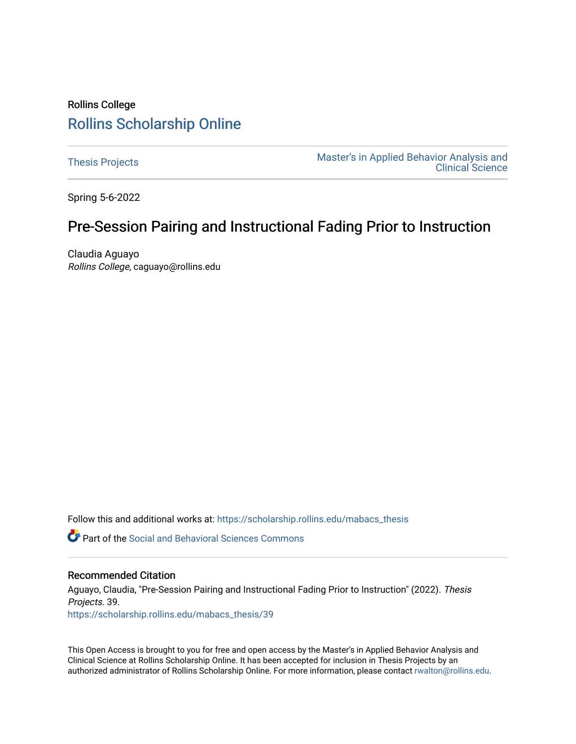Rollins College

# Rollins Scholarship Online

Thesis Projects

Master's in Applied Behavior Analysis and Clinical Science

Spring 5-6-2022

## Pre-Session Pairing and Instructional Fading Prior to Instruction

Claudia Aguayo
*Rollins College*, caguayo@rollins.edu

Follow this and additional works at: https://scholarship.rollins.edu/mabacs_thesis

Part of the Social and Behavioral Sciences Commons

### Recommended Citation

Aguayo, Claudia, "Pre-Session Pairing and Instructional Fading Prior to Instruction" (2022). *Thesis Projects*. 39.
https://scholarship.rollins.edu/mabacs_thesis/39

This Open Access is brought to you for free and open access by the Master's in Applied Behavior Analysis and Clinical Science at Rollins Scholarship Online. It has been accepted for inclusion in Thesis Projects by an authorized administrator of Rollins Scholarship Online. For more information, please contact rwalton@rollins.edu.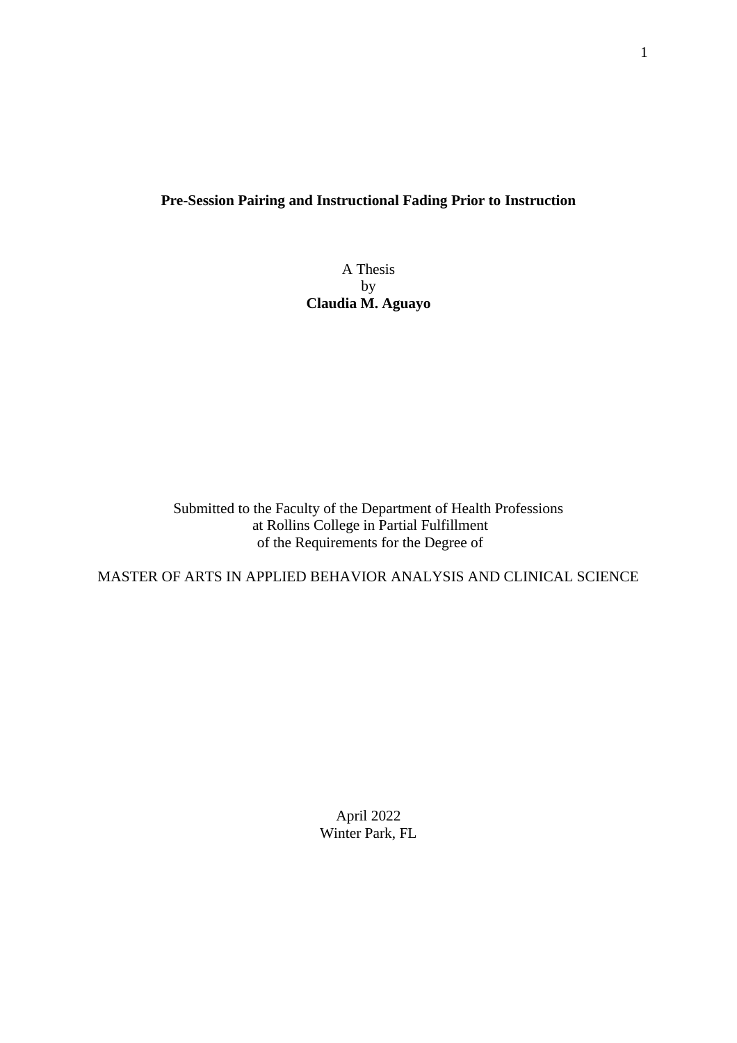**Pre-Session Pairing and Instructional Fading Prior to Instruction**

A Thesis
by
**Claudia M. Aguayo**

Submitted to the Faculty of the Department of Health Professions
at Rollins College in Partial Fulfillment
of the Requirements for the Degree of

MASTER OF ARTS IN APPLIED BEHAVIOR ANALYSIS AND CLINICAL SCIENCE

April 2022
Winter Park, FL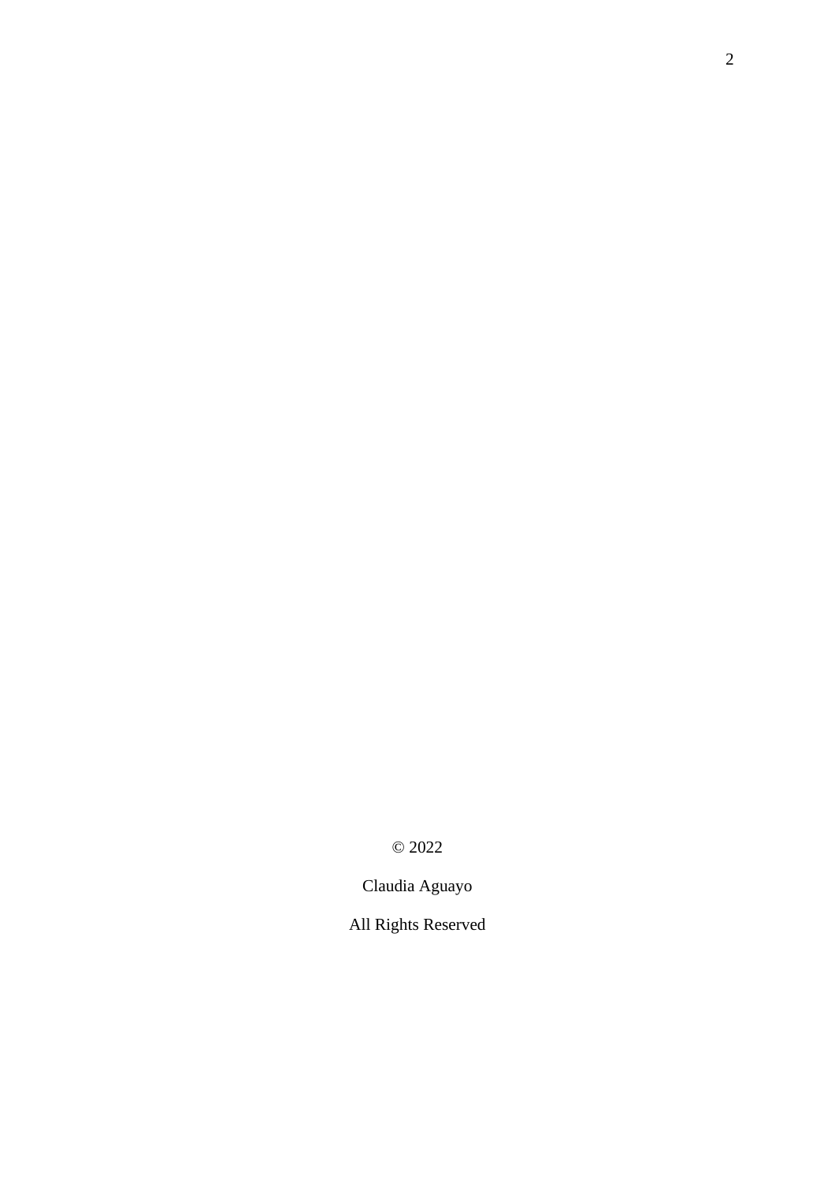© 2022

Claudia Aguayo

All Rights Reserved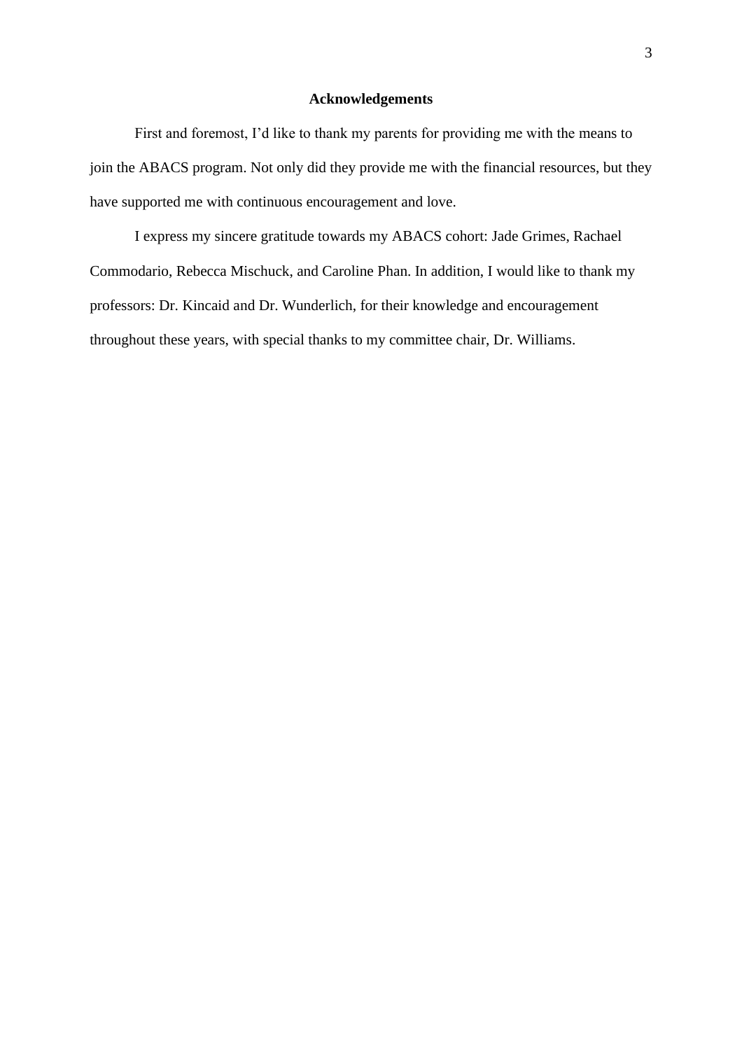## Acknowledgements

First and foremost, I’d like to thank my parents for providing me with the means to join the ABACS program. Not only did they provide me with the financial resources, but they have supported me with continuous encouragement and love.

I express my sincere gratitude towards my ABACS cohort: Jade Grimes, Rachael Commodario, Rebecca Mischuck, and Caroline Phan. In addition, I would like to thank my professors: Dr. Kincaid and Dr. Wunderlich, for their knowledge and encouragement throughout these years, with special thanks to my committee chair, Dr. Williams.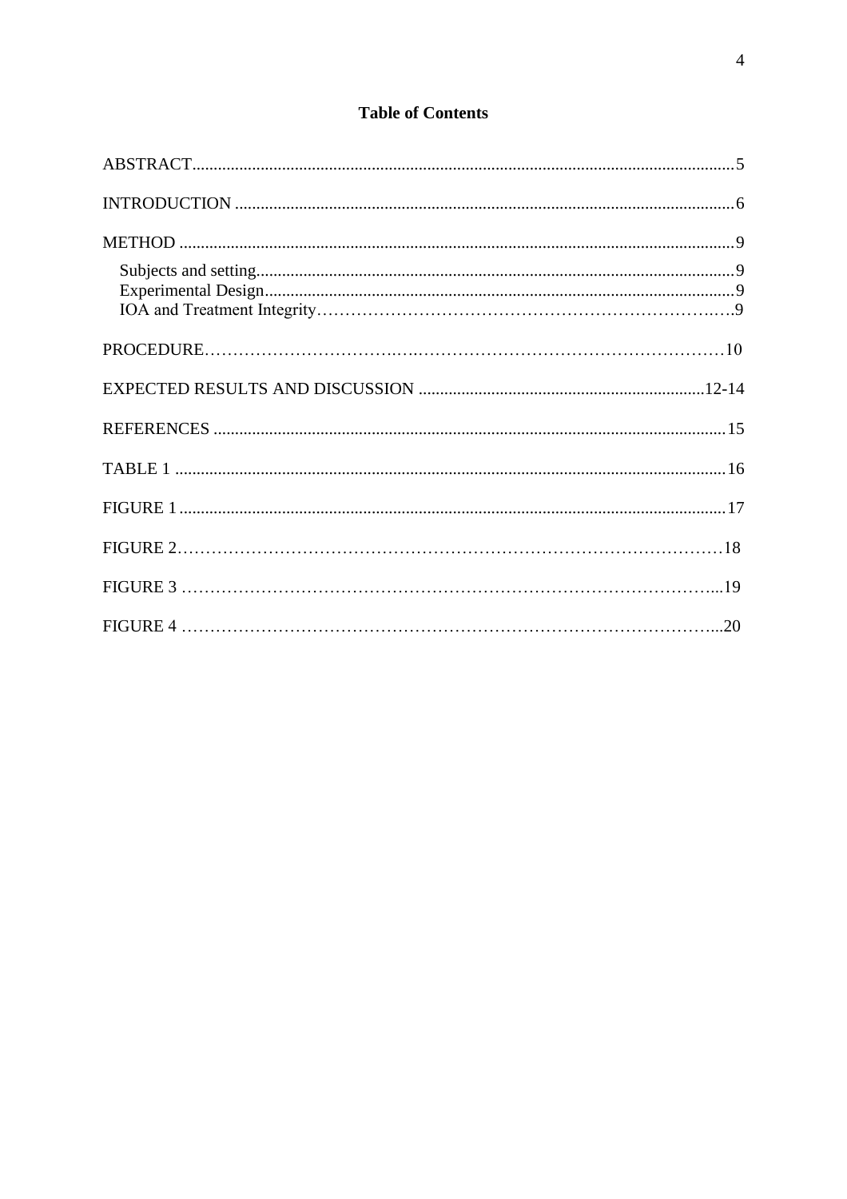## Table of Contents

ABSTRACT.......................................................................................................................5

INTRODUCTION ............................................................................................................6

METHOD ..........................................................................................................................9

- Subjects and setting.....................................................................................................9
- Experimental Design....................................................................................................9
- IOA and Treatment Integrity.......................................................................................9

PROCEDURE..................................................................................................................10

EXPECTED RESULTS AND DISCUSSION ........................................................12-14

REFERENCES ...............................................................................................................15

TABLE 1 .........................................................................................................................16

FIGURE 1 .......................................................................................................................17

FIGURE 2.......................................................................................................................18

FIGURE 3 .......................................................................................................................19

FIGURE 4 .......................................................................................................................20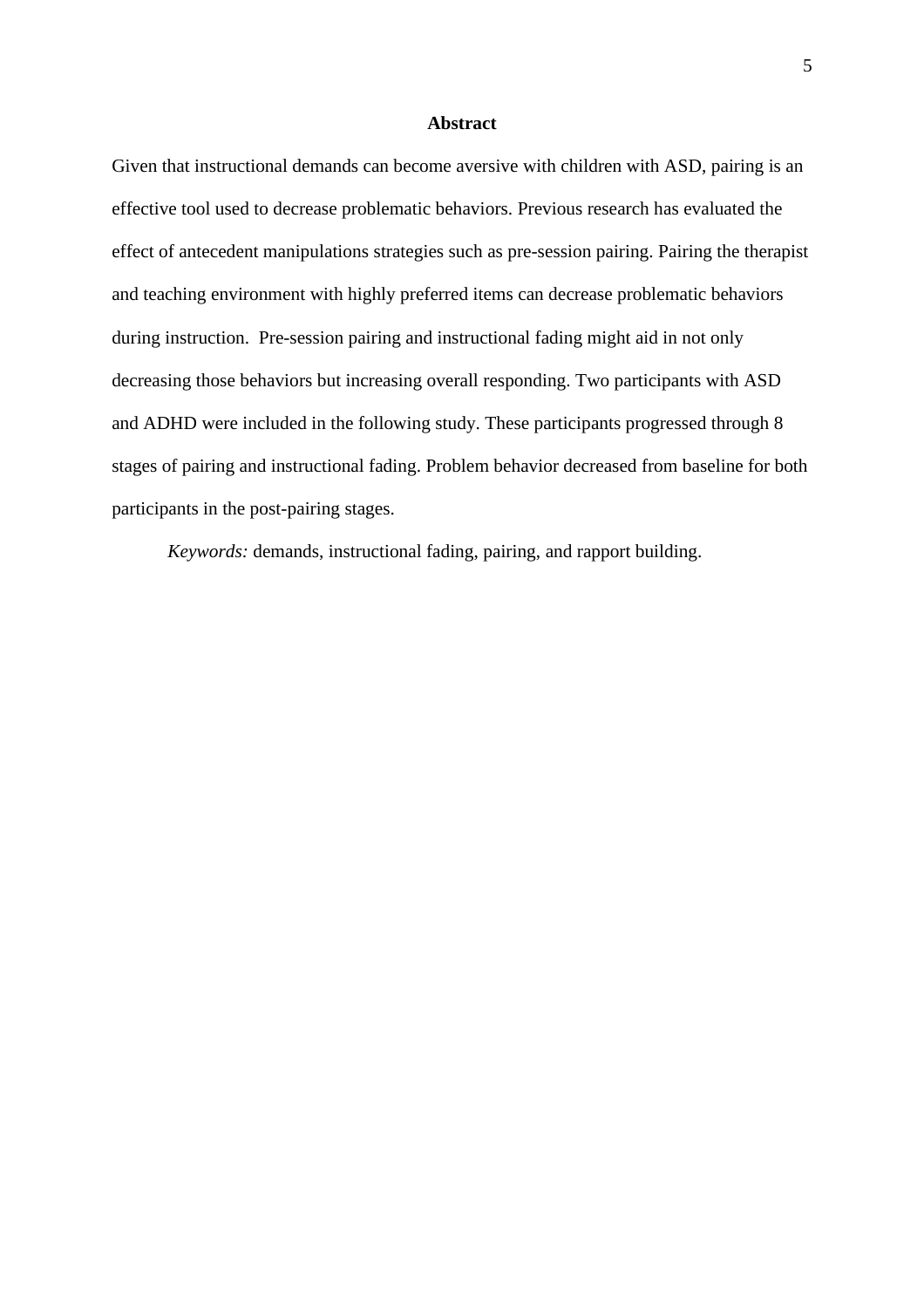## Abstract

Given that instructional demands can become aversive with children with ASD, pairing is an effective tool used to decrease problematic behaviors. Previous research has evaluated the effect of antecedent manipulations strategies such as pre-session pairing. Pairing the therapist and teaching environment with highly preferred items can decrease problematic behaviors during instruction.  Pre-session pairing and instructional fading might aid in not only decreasing those behaviors but increasing overall responding. Two participants with ASD and ADHD were included in the following study. These participants progressed through 8 stages of pairing and instructional fading. Problem behavior decreased from baseline for both participants in the post-pairing stages.

*Keywords:* demands, instructional fading, pairing, and rapport building.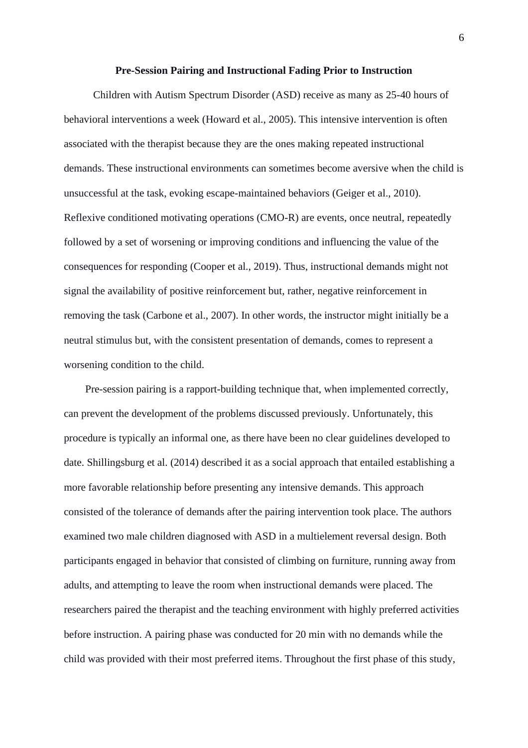## Pre-Session Pairing and Instructional Fading Prior to Instruction

Children with Autism Spectrum Disorder (ASD) receive as many as 25-40 hours of behavioral interventions a week (Howard et al., 2005). This intensive intervention is often associated with the therapist because they are the ones making repeated instructional demands. These instructional environments can sometimes become aversive when the child is unsuccessful at the task, evoking escape-maintained behaviors (Geiger et al., 2010). Reflexive conditioned motivating operations (CMO-R) are events, once neutral, repeatedly followed by a set of worsening or improving conditions and influencing the value of the consequences for responding (Cooper et al., 2019). Thus, instructional demands might not signal the availability of positive reinforcement but, rather, negative reinforcement in removing the task (Carbone et al., 2007). In other words, the instructor might initially be a neutral stimulus but, with the consistent presentation of demands, comes to represent a worsening condition to the child.

Pre-session pairing is a rapport-building technique that, when implemented correctly, can prevent the development of the problems discussed previously. Unfortunately, this procedure is typically an informal one, as there have been no clear guidelines developed to date. Shillingsburg et al. (2014) described it as a social approach that entailed establishing a more favorable relationship before presenting any intensive demands. This approach consisted of the tolerance of demands after the pairing intervention took place. The authors examined two male children diagnosed with ASD in a multielement reversal design. Both participants engaged in behavior that consisted of climbing on furniture, running away from adults, and attempting to leave the room when instructional demands were placed. The researchers paired the therapist and the teaching environment with highly preferred activities before instruction. A pairing phase was conducted for 20 min with no demands while the child was provided with their most preferred items. Throughout the first phase of this study,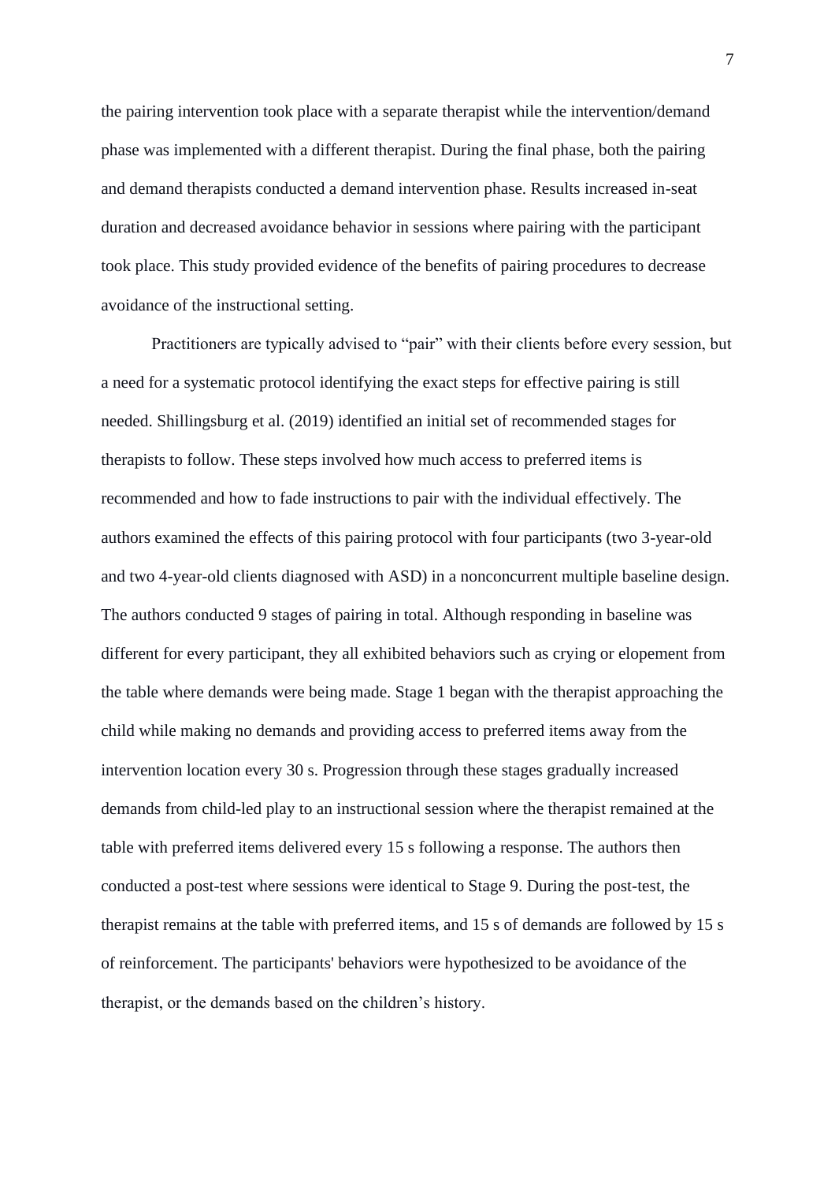the pairing intervention took place with a separate therapist while the intervention/demand phase was implemented with a different therapist. During the final phase, both the pairing and demand therapists conducted a demand intervention phase. Results increased in-seat duration and decreased avoidance behavior in sessions where pairing with the participant took place. This study provided evidence of the benefits of pairing procedures to decrease avoidance of the instructional setting.

Practitioners are typically advised to "pair" with their clients before every session, but a need for a systematic protocol identifying the exact steps for effective pairing is still needed. Shillingsburg et al. (2019) identified an initial set of recommended stages for therapists to follow. These steps involved how much access to preferred items is recommended and how to fade instructions to pair with the individual effectively. The authors examined the effects of this pairing protocol with four participants (two 3-year-old and two 4-year-old clients diagnosed with ASD) in a nonconcurrent multiple baseline design. The authors conducted 9 stages of pairing in total. Although responding in baseline was different for every participant, they all exhibited behaviors such as crying or elopement from the table where demands were being made. Stage 1 began with the therapist approaching the child while making no demands and providing access to preferred items away from the intervention location every 30 s. Progression through these stages gradually increased demands from child-led play to an instructional session where the therapist remained at the table with preferred items delivered every 15 s following a response. The authors then conducted a post-test where sessions were identical to Stage 9. During the post-test, the therapist remains at the table with preferred items, and 15 s of demands are followed by 15 s of reinforcement. The participants' behaviors were hypothesized to be avoidance of the therapist, or the demands based on the children's history.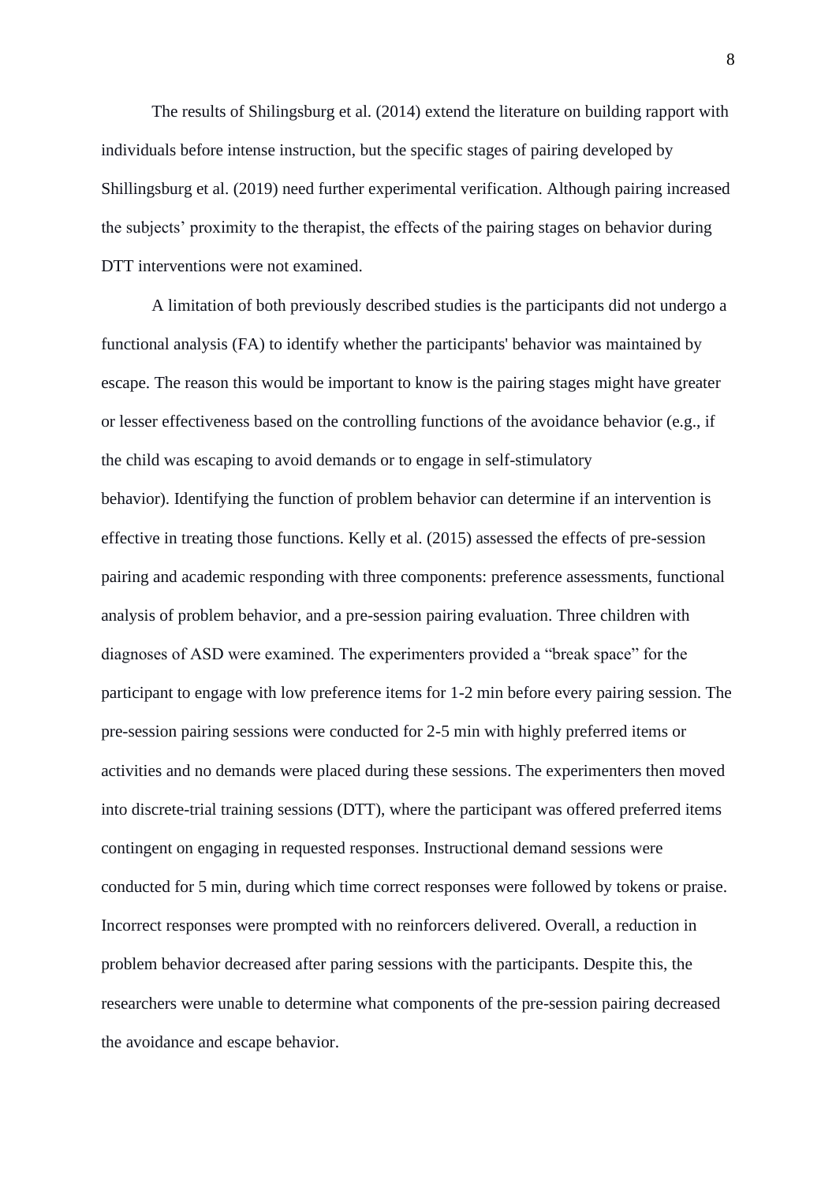The results of Shilingsburg et al. (2014) extend the literature on building rapport with individuals before intense instruction, but the specific stages of pairing developed by Shillingsburg et al. (2019) need further experimental verification. Although pairing increased the subjects' proximity to the therapist, the effects of the pairing stages on behavior during DTT interventions were not examined.

A limitation of both previously described studies is the participants did not undergo a functional analysis (FA) to identify whether the participants' behavior was maintained by escape. The reason this would be important to know is the pairing stages might have greater or lesser effectiveness based on the controlling functions of the avoidance behavior (e.g., if the child was escaping to avoid demands or to engage in self-stimulatory behavior). Identifying the function of problem behavior can determine if an intervention is effective in treating those functions. Kelly et al. (2015) assessed the effects of pre-session pairing and academic responding with three components: preference assessments, functional analysis of problem behavior, and a pre-session pairing evaluation. Three children with diagnoses of ASD were examined. The experimenters provided a "break space" for the participant to engage with low preference items for 1-2 min before every pairing session. The pre-session pairing sessions were conducted for 2-5 min with highly preferred items or activities and no demands were placed during these sessions. The experimenters then moved into discrete-trial training sessions (DTT), where the participant was offered preferred items contingent on engaging in requested responses. Instructional demand sessions were conducted for 5 min, during which time correct responses were followed by tokens or praise. Incorrect responses were prompted with no reinforcers delivered. Overall, a reduction in problem behavior decreased after paring sessions with the participants. Despite this, the researchers were unable to determine what components of the pre-session pairing decreased the avoidance and escape behavior.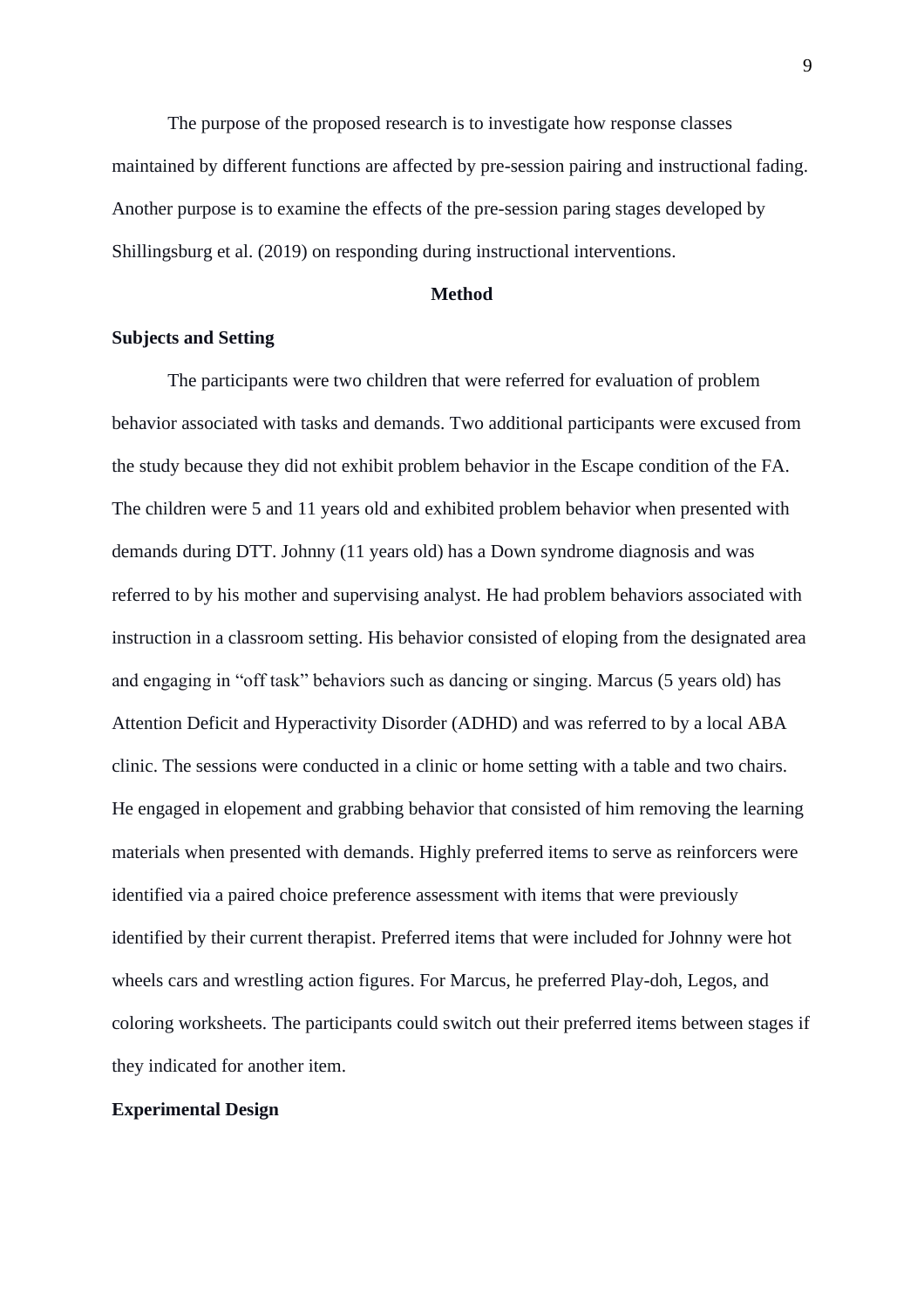The purpose of the proposed research is to investigate how response classes maintained by different functions are affected by pre-session pairing and instructional fading. Another purpose is to examine the effects of the pre-session paring stages developed by Shillingsburg et al. (2019) on responding during instructional interventions.

## Method

### Subjects and Setting

The participants were two children that were referred for evaluation of problem behavior associated with tasks and demands. Two additional participants were excused from the study because they did not exhibit problem behavior in the Escape condition of the FA. The children were 5 and 11 years old and exhibited problem behavior when presented with demands during DTT. Johnny (11 years old) has a Down syndrome diagnosis and was referred to by his mother and supervising analyst. He had problem behaviors associated with instruction in a classroom setting. His behavior consisted of eloping from the designated area and engaging in "off task" behaviors such as dancing or singing. Marcus (5 years old) has Attention Deficit and Hyperactivity Disorder (ADHD) and was referred to by a local ABA clinic. The sessions were conducted in a clinic or home setting with a table and two chairs. He engaged in elopement and grabbing behavior that consisted of him removing the learning materials when presented with demands. Highly preferred items to serve as reinforcers were identified via a paired choice preference assessment with items that were previously identified by their current therapist. Preferred items that were included for Johnny were hot wheels cars and wrestling action figures. For Marcus, he preferred Play-doh, Legos, and coloring worksheets. The participants could switch out their preferred items between stages if they indicated for another item.

### Experimental Design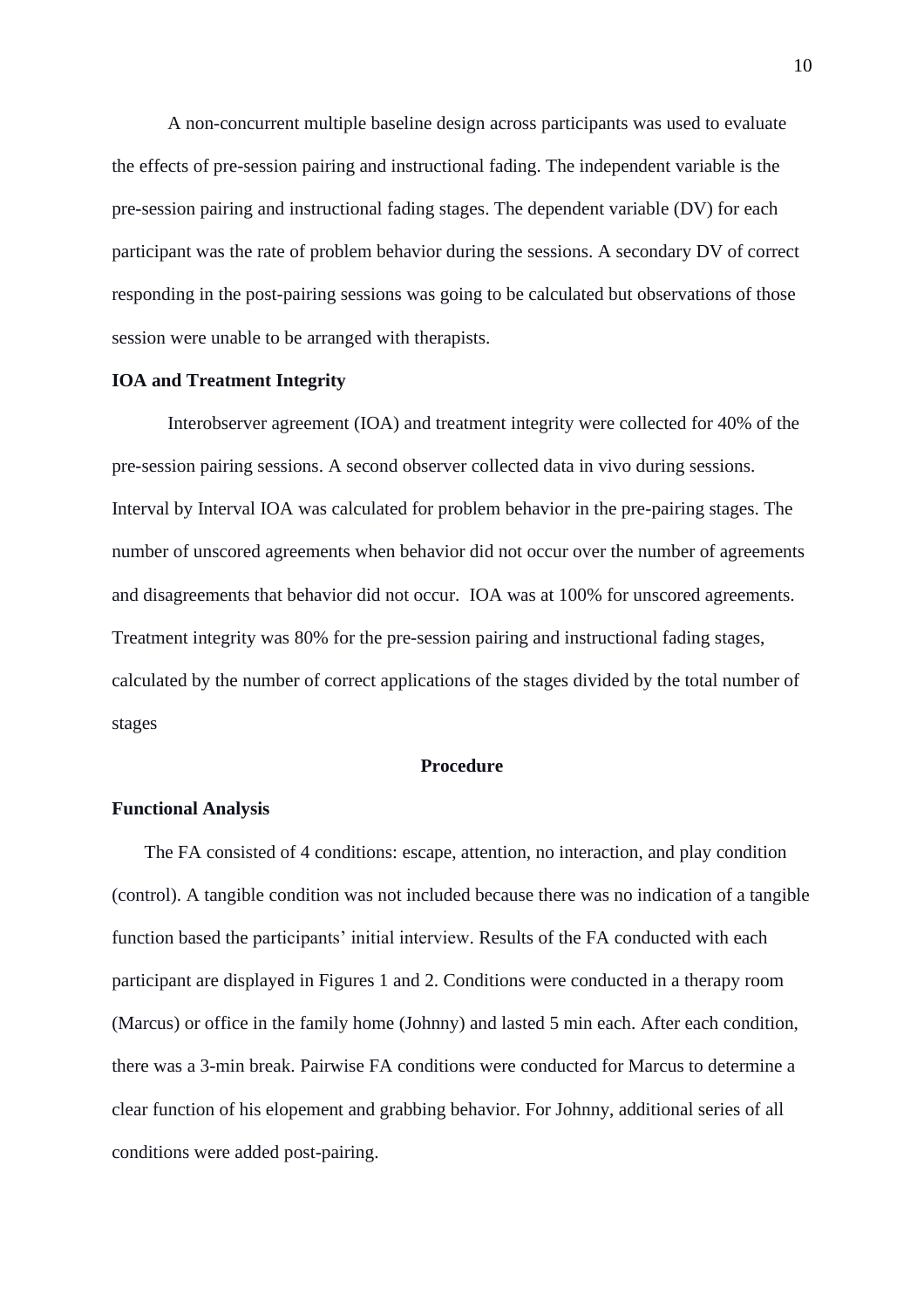A non-concurrent multiple baseline design across participants was used to evaluate the effects of pre-session pairing and instructional fading. The independent variable is the pre-session pairing and instructional fading stages. The dependent variable (DV) for each participant was the rate of problem behavior during the sessions. A secondary DV of correct responding in the post-pairing sessions was going to be calculated but observations of those session were unable to be arranged with therapists.

**IOA and Treatment Integrity**

Interobserver agreement (IOA) and treatment integrity were collected for 40% of the pre-session pairing sessions. A second observer collected data in vivo during sessions. Interval by Interval IOA was calculated for problem behavior in the pre-pairing stages. The number of unscored agreements when behavior did not occur over the number of agreements and disagreements that behavior did not occur. IOA was at 100% for unscored agreements. Treatment integrity was 80% for the pre-session pairing and instructional fading stages, calculated by the number of correct applications of the stages divided by the total number of stages

## Procedure

**Functional Analysis**

The FA consisted of 4 conditions: escape, attention, no interaction, and play condition (control). A tangible condition was not included because there was no indication of a tangible function based the participants' initial interview. Results of the FA conducted with each participant are displayed in Figures 1 and 2. Conditions were conducted in a therapy room (Marcus) or office in the family home (Johnny) and lasted 5 min each. After each condition, there was a 3-min break. Pairwise FA conditions were conducted for Marcus to determine a clear function of his elopement and grabbing behavior. For Johnny, additional series of all conditions were added post-pairing.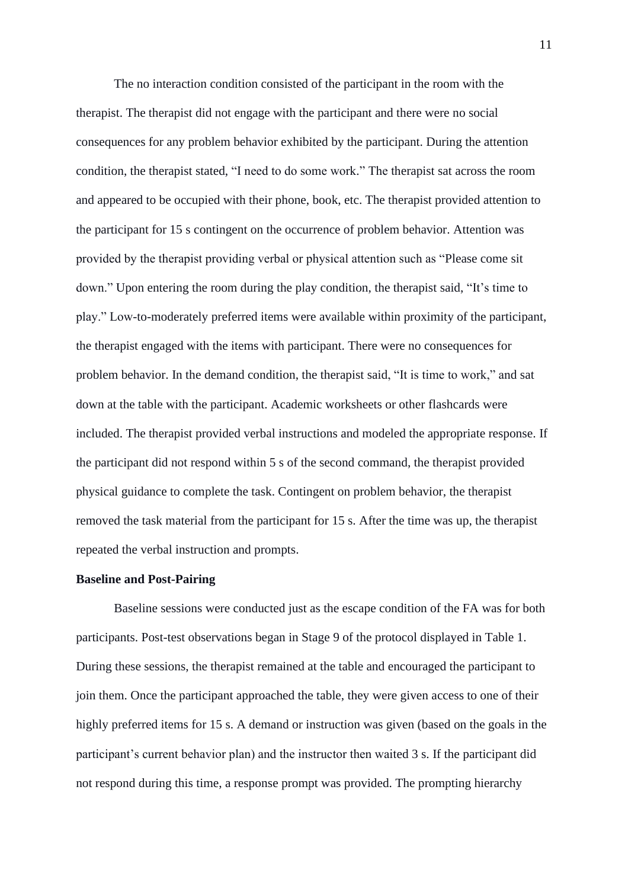The no interaction condition consisted of the participant in the room with the therapist. The therapist did not engage with the participant and there were no social consequences for any problem behavior exhibited by the participant. During the attention condition, the therapist stated, "I need to do some work." The therapist sat across the room and appeared to be occupied with their phone, book, etc. The therapist provided attention to the participant for 15 s contingent on the occurrence of problem behavior. Attention was provided by the therapist providing verbal or physical attention such as "Please come sit down." Upon entering the room during the play condition, the therapist said, "It's time to play." Low-to-moderately preferred items were available within proximity of the participant, the therapist engaged with the items with participant. There were no consequences for problem behavior. In the demand condition, the therapist said, "It is time to work," and sat down at the table with the participant. Academic worksheets or other flashcards were included. The therapist provided verbal instructions and modeled the appropriate response. If the participant did not respond within 5 s of the second command, the therapist provided physical guidance to complete the task. Contingent on problem behavior, the therapist removed the task material from the participant for 15 s. After the time was up, the therapist repeated the verbal instruction and prompts.

**Baseline and Post-Pairing**

Baseline sessions were conducted just as the escape condition of the FA was for both participants. Post-test observations began in Stage 9 of the protocol displayed in Table 1. During these sessions, the therapist remained at the table and encouraged the participant to join them. Once the participant approached the table, they were given access to one of their highly preferred items for 15 s. A demand or instruction was given (based on the goals in the participant's current behavior plan) and the instructor then waited 3 s. If the participant did not respond during this time, a response prompt was provided. The prompting hierarchy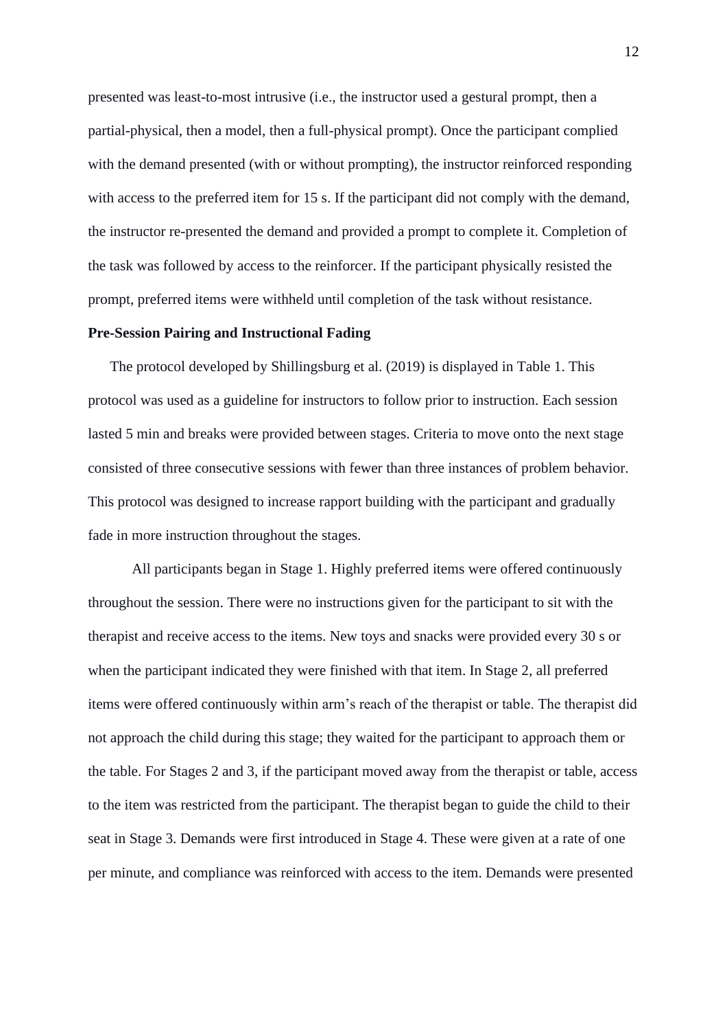presented was least-to-most intrusive (i.e., the instructor used a gestural prompt, then a partial-physical, then a model, then a full-physical prompt). Once the participant complied with the demand presented (with or without prompting), the instructor reinforced responding with access to the preferred item for 15 s. If the participant did not comply with the demand, the instructor re-presented the demand and provided a prompt to complete it. Completion of the task was followed by access to the reinforcer. If the participant physically resisted the prompt, preferred items were withheld until completion of the task without resistance.

**Pre-Session Pairing and Instructional Fading**

The protocol developed by Shillingsburg et al. (2019) is displayed in Table 1. This protocol was used as a guideline for instructors to follow prior to instruction. Each session lasted 5 min and breaks were provided between stages. Criteria to move onto the next stage consisted of three consecutive sessions with fewer than three instances of problem behavior. This protocol was designed to increase rapport building with the participant and gradually fade in more instruction throughout the stages.

All participants began in Stage 1. Highly preferred items were offered continuously throughout the session. There were no instructions given for the participant to sit with the therapist and receive access to the items. New toys and snacks were provided every 30 s or when the participant indicated they were finished with that item. In Stage 2, all preferred items were offered continuously within arm's reach of the therapist or table. The therapist did not approach the child during this stage; they waited for the participant to approach them or the table. For Stages 2 and 3, if the participant moved away from the therapist or table, access to the item was restricted from the participant. The therapist began to guide the child to their seat in Stage 3. Demands were first introduced in Stage 4. These were given at a rate of one per minute, and compliance was reinforced with access to the item. Demands were presented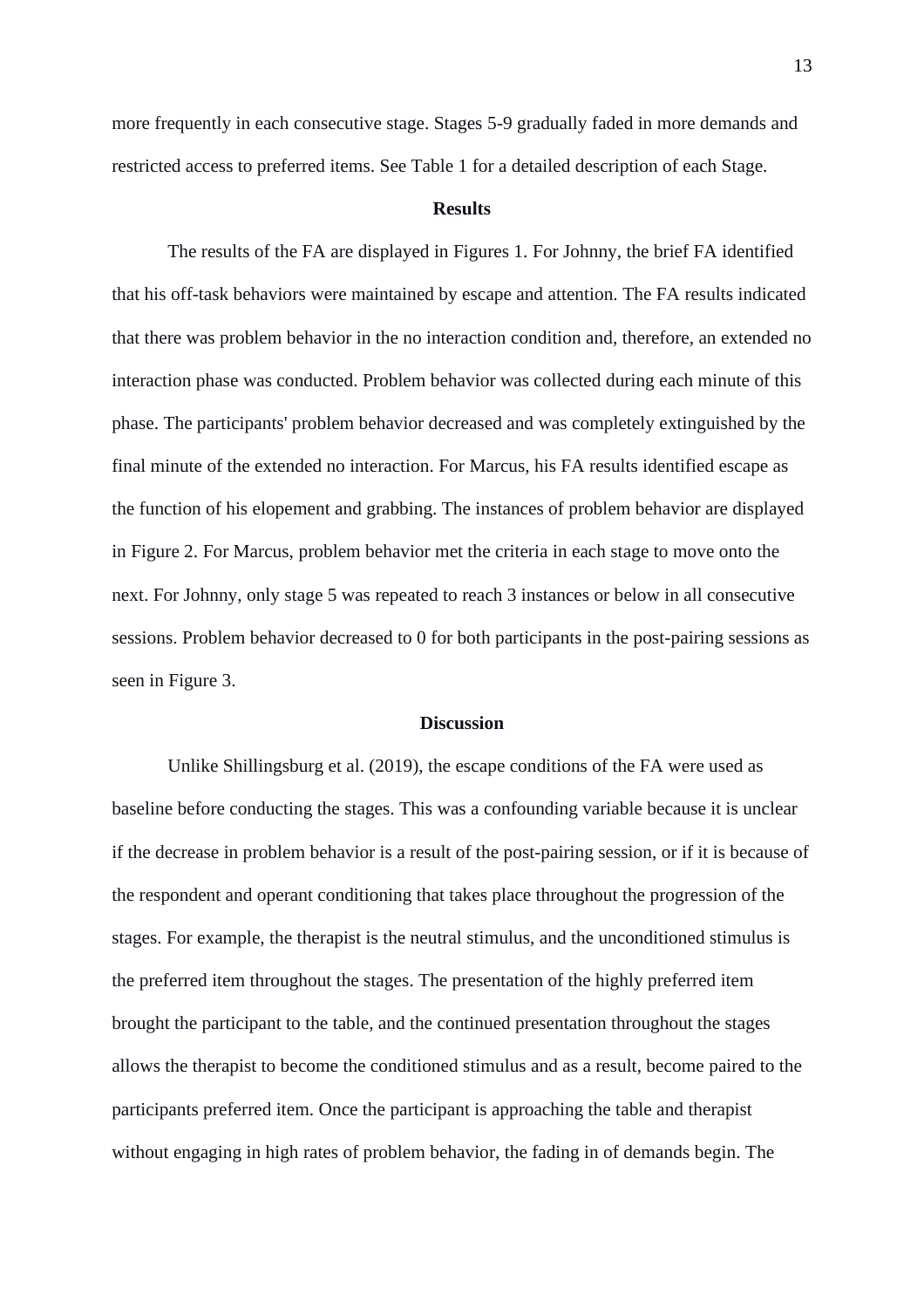more frequently in each consecutive stage. Stages 5-9 gradually faded in more demands and restricted access to preferred items. See Table 1 for a detailed description of each Stage.

## Results

The results of the FA are displayed in Figures 1. For Johnny, the brief FA identified that his off-task behaviors were maintained by escape and attention. The FA results indicated that there was problem behavior in the no interaction condition and, therefore, an extended no interaction phase was conducted. Problem behavior was collected during each minute of this phase. The participants' problem behavior decreased and was completely extinguished by the final minute of the extended no interaction. For Marcus, his FA results identified escape as the function of his elopement and grabbing. The instances of problem behavior are displayed in Figure 2. For Marcus, problem behavior met the criteria in each stage to move onto the next. For Johnny, only stage 5 was repeated to reach 3 instances or below in all consecutive sessions. Problem behavior decreased to 0 for both participants in the post-pairing sessions as seen in Figure 3.

## Discussion

Unlike Shillingsburg et al. (2019), the escape conditions of the FA were used as baseline before conducting the stages. This was a confounding variable because it is unclear if the decrease in problem behavior is a result of the post-pairing session, or if it is because of the respondent and operant conditioning that takes place throughout the progression of the stages. For example, the therapist is the neutral stimulus, and the unconditioned stimulus is the preferred item throughout the stages. The presentation of the highly preferred item brought the participant to the table, and the continued presentation throughout the stages allows the therapist to become the conditioned stimulus and as a result, become paired to the participants preferred item. Once the participant is approaching the table and therapist without engaging in high rates of problem behavior, the fading in of demands begin. The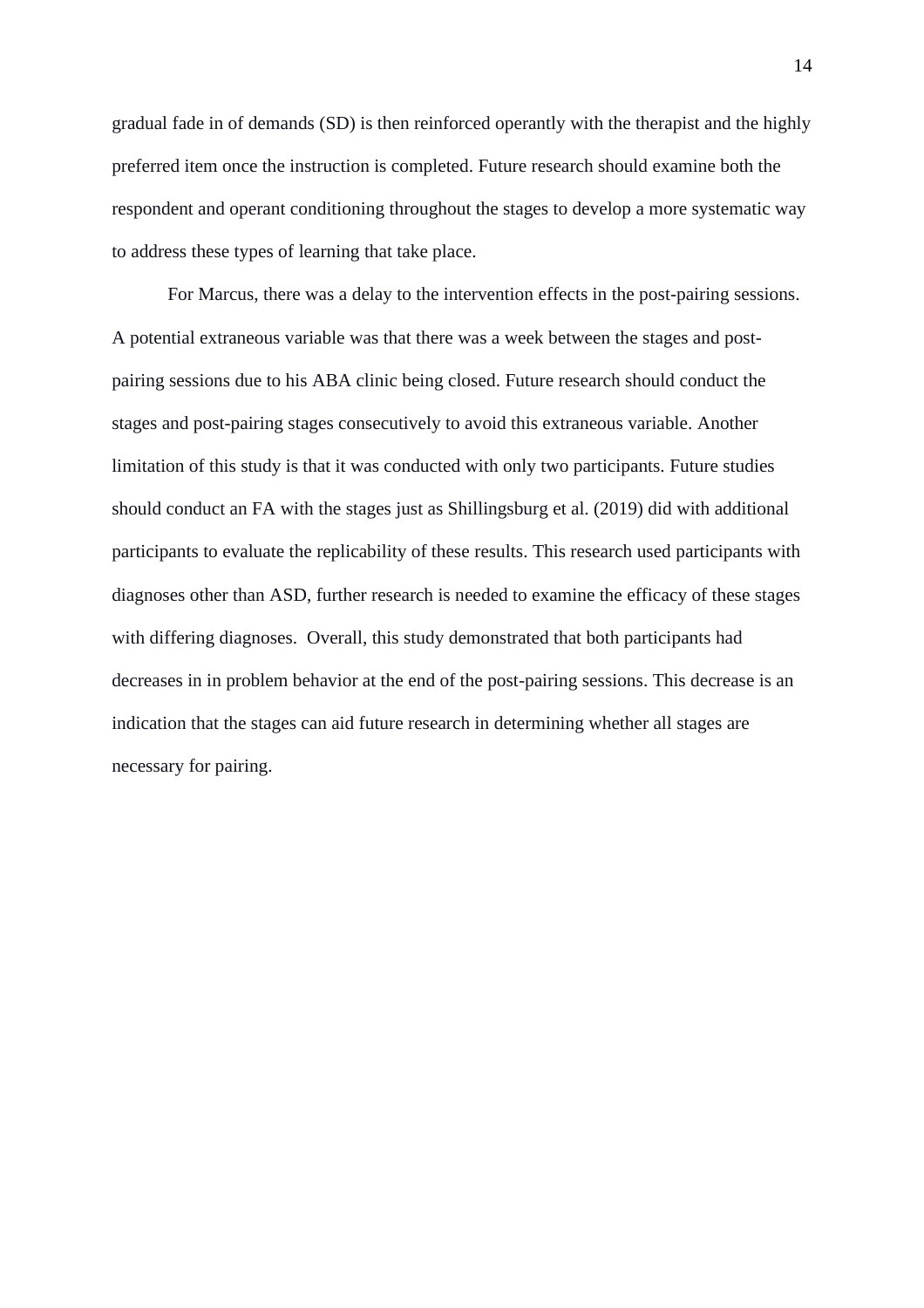gradual fade in of demands (SD) is then reinforced operantly with the therapist and the highly preferred item once the instruction is completed. Future research should examine both the respondent and operant conditioning throughout the stages to develop a more systematic way to address these types of learning that take place.

For Marcus, there was a delay to the intervention effects in the post-pairing sessions. A potential extraneous variable was that there was a week between the stages and post-pairing sessions due to his ABA clinic being closed. Future research should conduct the stages and post-pairing stages consecutively to avoid this extraneous variable. Another limitation of this study is that it was conducted with only two participants. Future studies should conduct an FA with the stages just as Shillingsburg et al. (2019) did with additional participants to evaluate the replicability of these results. This research used participants with diagnoses other than ASD, further research is needed to examine the efficacy of these stages with differing diagnoses.  Overall, this study demonstrated that both participants had decreases in in problem behavior at the end of the post-pairing sessions. This decrease is an indication that the stages can aid future research in determining whether all stages are necessary for pairing.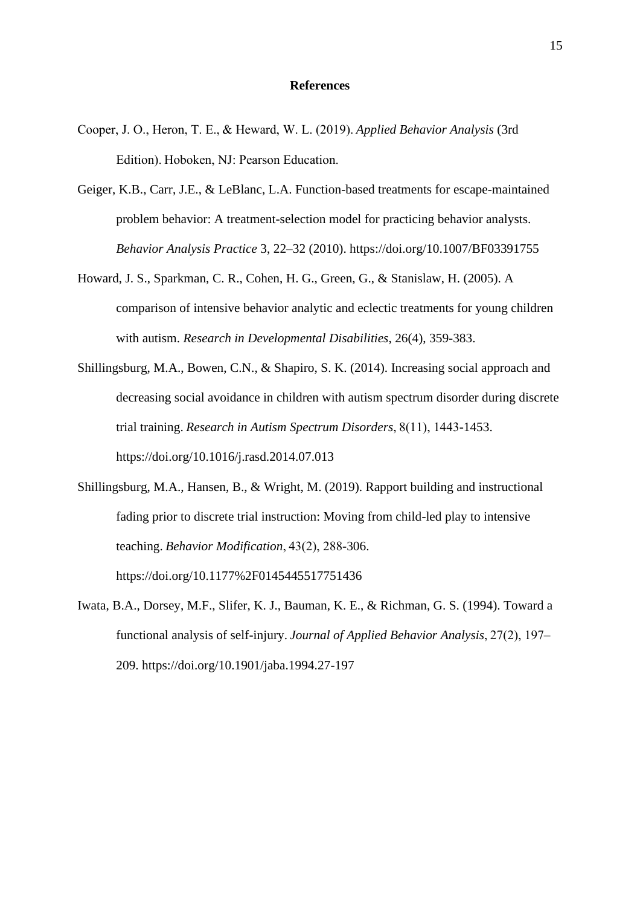**References**

Cooper, J. O., Heron, T. E., & Heward, W. L. (2019). *Applied Behavior Analysis* (3rd Edition). Hoboken, NJ: Pearson Education.

Geiger, K.B., Carr, J.E., & LeBlanc, L.A. Function-based treatments for escape-maintained problem behavior: A treatment-selection model for practicing behavior analysts. *Behavior Analysis Practice* 3, 22–32 (2010). https://doi.org/10.1007/BF03391755

Howard, J. S., Sparkman, C. R., Cohen, H. G., Green, G., & Stanislaw, H. (2005). A comparison of intensive behavior analytic and eclectic treatments for young children with autism. *Research in Developmental Disabilities*, 26(4), 359-383.

Shillingsburg, M.A., Bowen, C.N., & Shapiro, S. K. (2014). Increasing social approach and decreasing social avoidance in children with autism spectrum disorder during discrete trial training. *Research in Autism Spectrum Disorders*, 8(11), 1443-1453. https://doi.org/10.1016/j.rasd.2014.07.013

Shillingsburg, M.A., Hansen, B., & Wright, M. (2019). Rapport building and instructional fading prior to discrete trial instruction: Moving from child-led play to intensive teaching. *Behavior Modification*, 43(2), 288-306. https://doi.org/10.1177%2F0145445517751436

Iwata, B.A., Dorsey, M.F., Slifer, K. J., Bauman, K. E., & Richman, G. S. (1994). Toward a functional analysis of self-injury. *Journal of Applied Behavior Analysis*, 27(2), 197–209. https://doi.org/10.1901/jaba.1994.27-197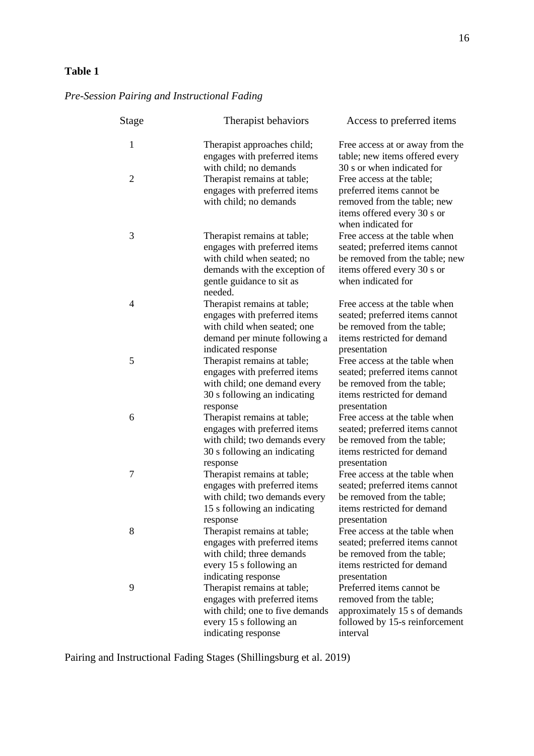**Table 1**

*Pre-Session Pairing and Instructional Fading*

| Stage | Therapist behaviors | Access to preferred items |
|---|---|---|
| 1 | Therapist approaches child; engages with preferred items with child; no demands | Free access at or away from the table; new items offered every 30 s or when indicated for |
| 2 | Therapist remains at table; engages with preferred items with child; no demands | Free access at the table; preferred items cannot be removed from the table; new items offered every 30 s or when indicated for |
| 3 | Therapist remains at table; engages with preferred items with child when seated; no demands with the exception of gentle guidance to sit as needed. | Free access at the table when seated; preferred items cannot be removed from the table; new items offered every 30 s or when indicated for |
| 4 | Therapist remains at table; engages with preferred items with child when seated; one demand per minute following a indicated response | Free access at the table when seated; preferred items cannot be removed from the table; items restricted for demand presentation |
| 5 | Therapist remains at table; engages with preferred items with child; one demand every 30 s following an indicating response | Free access at the table when seated; preferred items cannot be removed from the table; items restricted for demand presentation |
| 6 | Therapist remains at table; engages with preferred items with child; two demands every 30 s following an indicating response | Free access at the table when seated; preferred items cannot be removed from the table; items restricted for demand presentation |
| 7 | Therapist remains at table; engages with preferred items with child; two demands every 15 s following an indicating response | Free access at the table when seated; preferred items cannot be removed from the table; items restricted for demand presentation |
| 8 | Therapist remains at table; engages with preferred items with child; three demands every 15 s following an indicating response | Free access at the table when seated; preferred items cannot be removed from the table; items restricted for demand presentation |
| 9 | Therapist remains at table; engages with preferred items with child; one to five demands every 15 s following an indicating response | Preferred items cannot be removed from the table; approximately 15 s of demands followed by 15-s reinforcement interval |

Pairing and Instructional Fading Stages (Shillingsburg et al. 2019)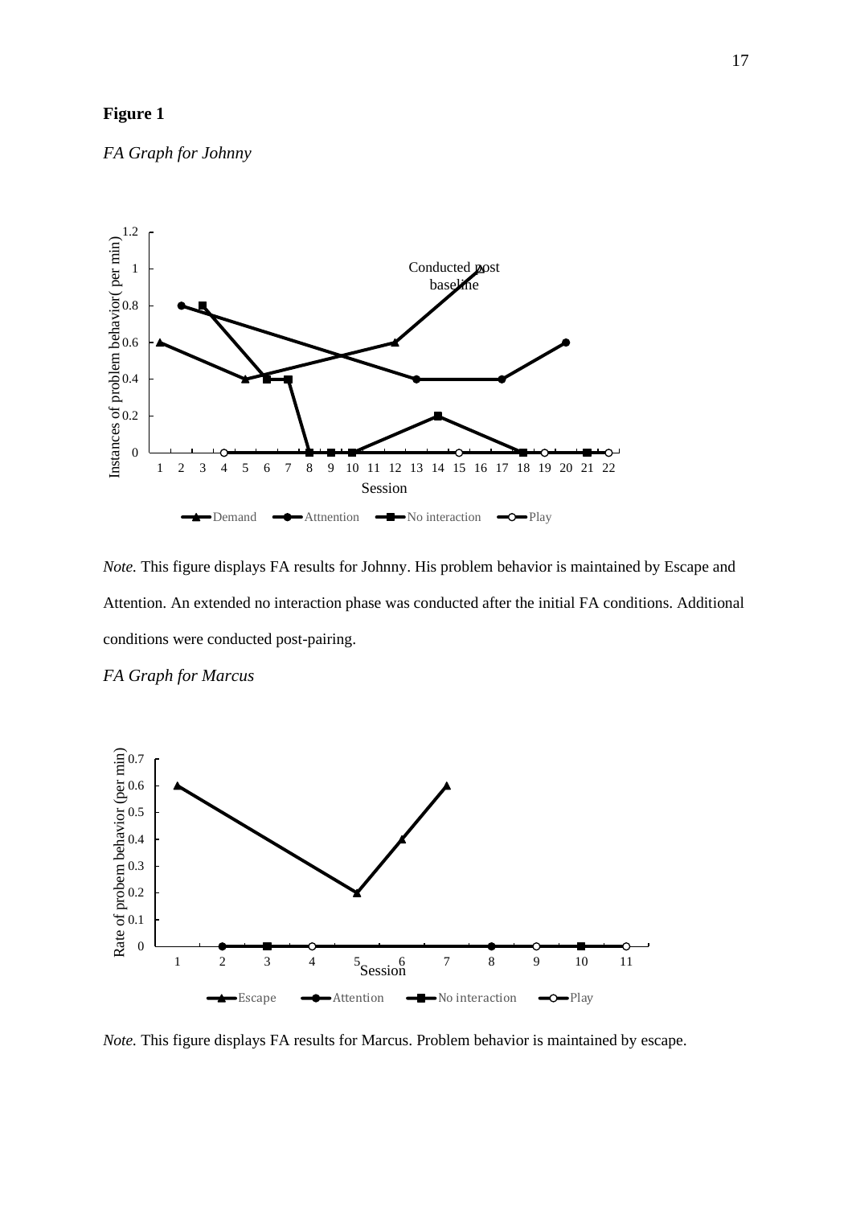**Figure 1**

*FA Graph for Johnny*

*Note.* This figure displays FA results for Johnny. His problem behavior is maintained by Escape and Attention. An extended no interaction phase was conducted after the initial FA conditions. Additional conditions were conducted post-pairing.

*FA Graph for Marcus*

*Note.* This figure displays FA results for Marcus. Problem behavior is maintained by escape.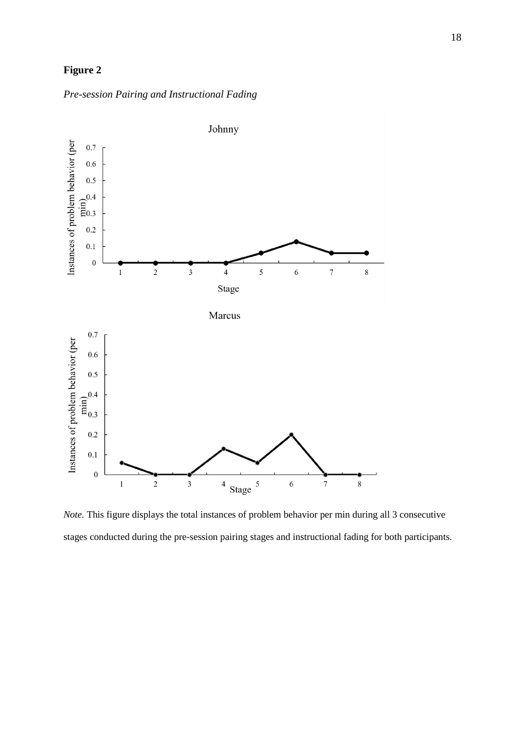**Figure 2**

*Pre-session Pairing and Instructional Fading*

*Note.* This figure displays the total instances of problem behavior per min during all 3 consecutive stages conducted during the pre-session pairing stages and instructional fading for both participants.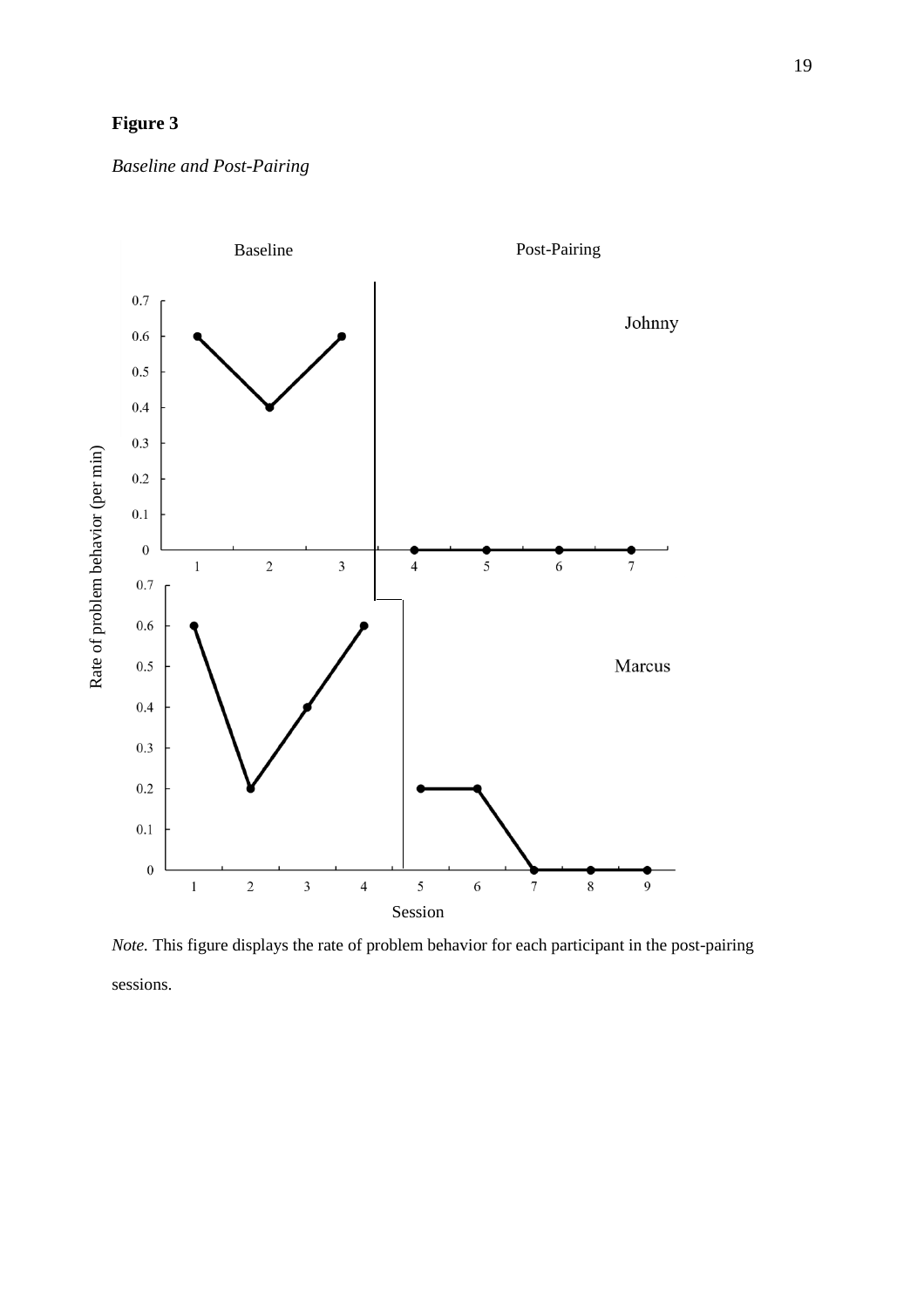**Figure 3**

*Baseline and Post-Pairing*

Baseline

Post-Pairing

Johnny

Marcus

Rate of problem behavior (per min)

0.7
0.6
0.5
0.4
0.3
0.2
0.1
0

1 2 3 4 5 6 7

0.7
0.6
0.5
0.4
0.3
0.2
0.1
0

1 2 3 4 5 6 7 8 9

Session

*Note.* This figure displays the rate of problem behavior for each participant in the post-pairing sessions.